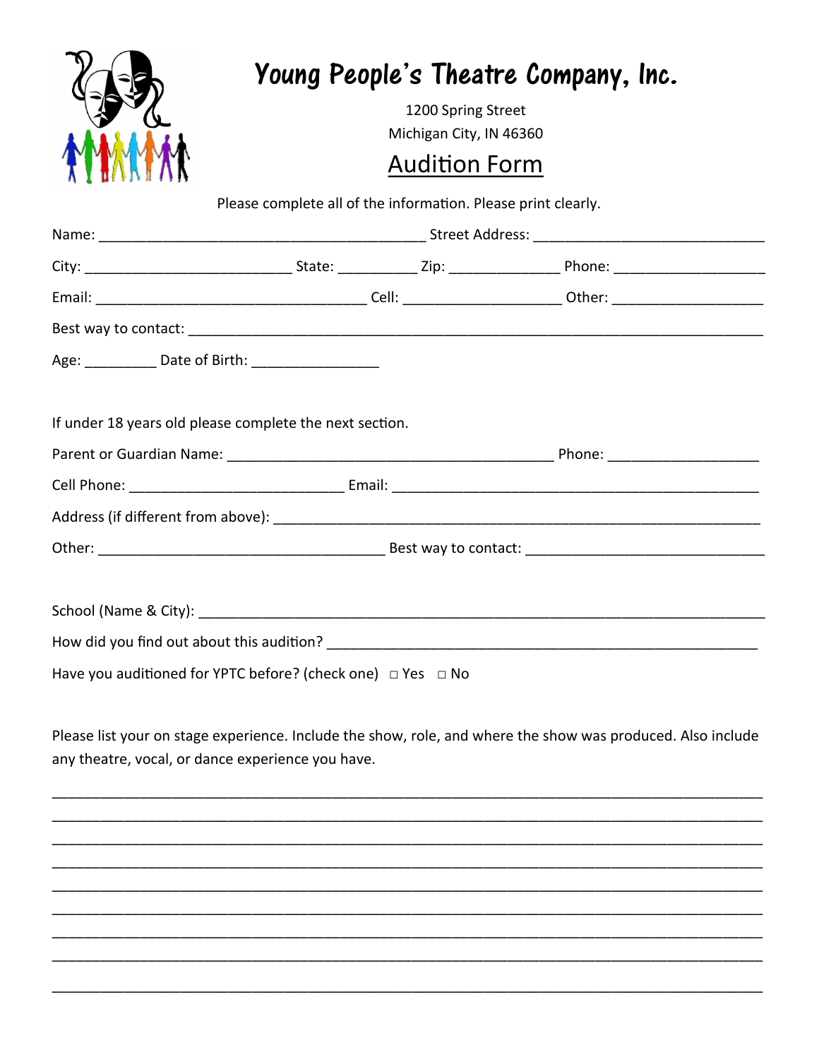# Young People's Theatre Company, Inc.

1200 Spring Street
Michigan City, IN 46360

## Audition Form

Please complete all of the information. Please print clearly.

Name: ________________________________________ Street Address: ____________________________

City: _________________________ State: __________ Zip: _____________ Phone: __________________

Email: _________________________________ Cell: ___________________ Other: __________________

Best way to contact: ___________________________________________________________________

Age: _________ Date of Birth: ________________

If under 18 years old please complete the next section.

Parent or Guardian Name: ________________________________________ Phone: __________________

Cell Phone: __________________________ Email: _____________________________________________

Address (if different from above): _______________________________________________________

Other: ___________________________________ Best way to contact: ____________________________

School (Name & City): __________________________________________________________________

How did you find out about this audition? ______________________________________________________

Have you auditioned for YPTC before? (check one) □ Yes □ No

Please list your on stage experience. Include the show, role, and where the show was produced. Also include any theatre, vocal, or dance experience you have.

______________________________________________________________________________________

______________________________________________________________________________________

______________________________________________________________________________________

______________________________________________________________________________________

______________________________________________________________________________________

______________________________________________________________________________________

______________________________________________________________________________________

______________________________________________________________________________________

______________________________________________________________________________________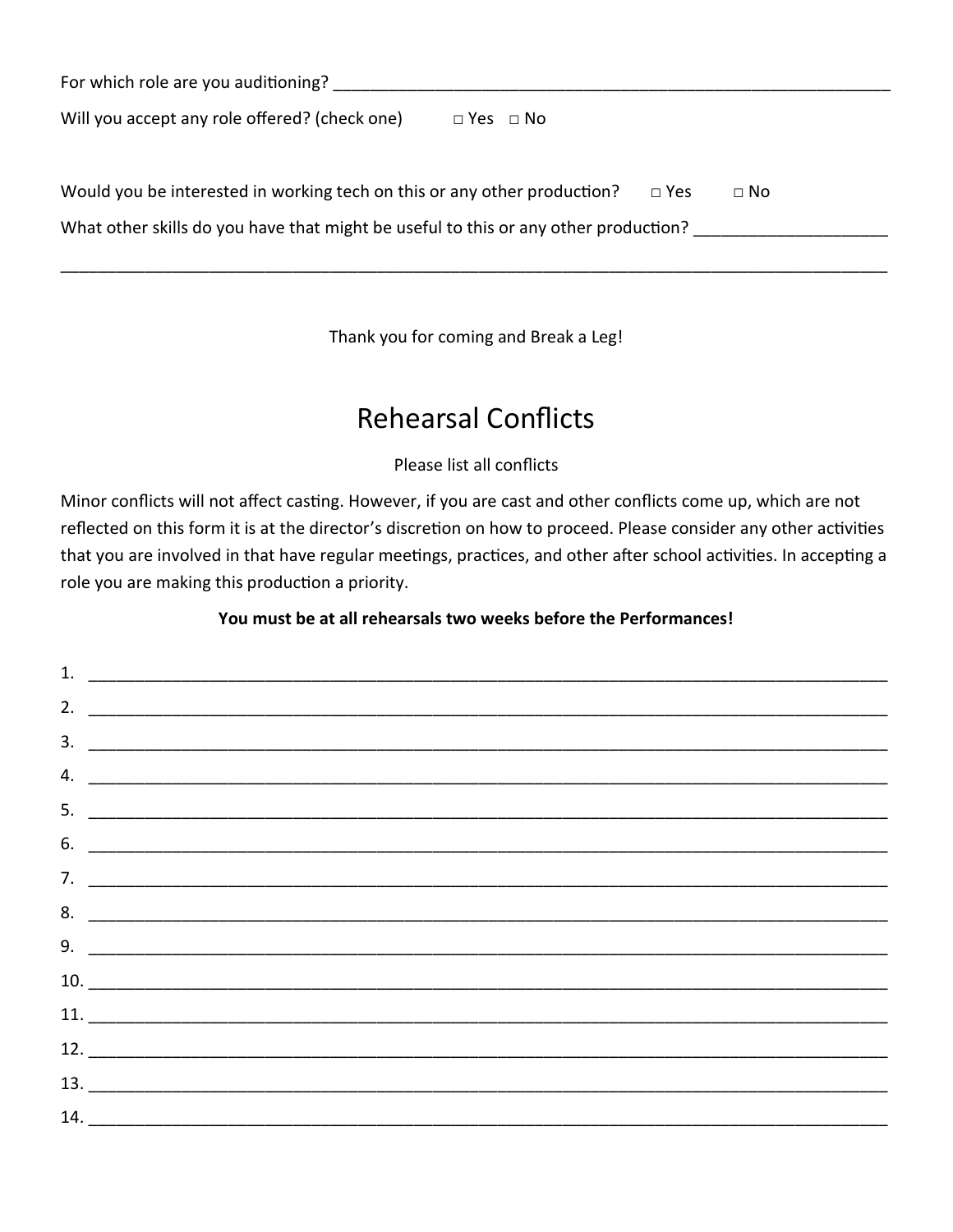For which role are you auditioning? ____________________________________________________________

Will you accept any role offered? (check one) □ Yes □ No

Would you be interested in working tech on this or any other production? □ Yes □ No

What other skills do you have that might be useful to this or any other production? ____________________

______________________________________________________________________________________

Thank you for coming and Break a Leg!

# Rehearsal Conflicts

Please list all conflicts

Minor conflicts will not affect casting. However, if you are cast and other conflicts come up, which are not reflected on this form it is at the director's discretion on how to proceed. Please consider any other activities that you are involved in that have regular meetings, practices, and other after school activities. In accepting a role you are making this production a priority.

**You must be at all rehearsals two weeks before the Performances!**

1. ______________________________________________________________________________________
2. ______________________________________________________________________________________
3. ______________________________________________________________________________________
4. ______________________________________________________________________________________
5. ______________________________________________________________________________________
6. ______________________________________________________________________________________
7. ______________________________________________________________________________________
8. ______________________________________________________________________________________
9. ______________________________________________________________________________________
10. ______________________________________________________________________________________
11. ______________________________________________________________________________________
12. ______________________________________________________________________________________
13. ______________________________________________________________________________________
14. ______________________________________________________________________________________